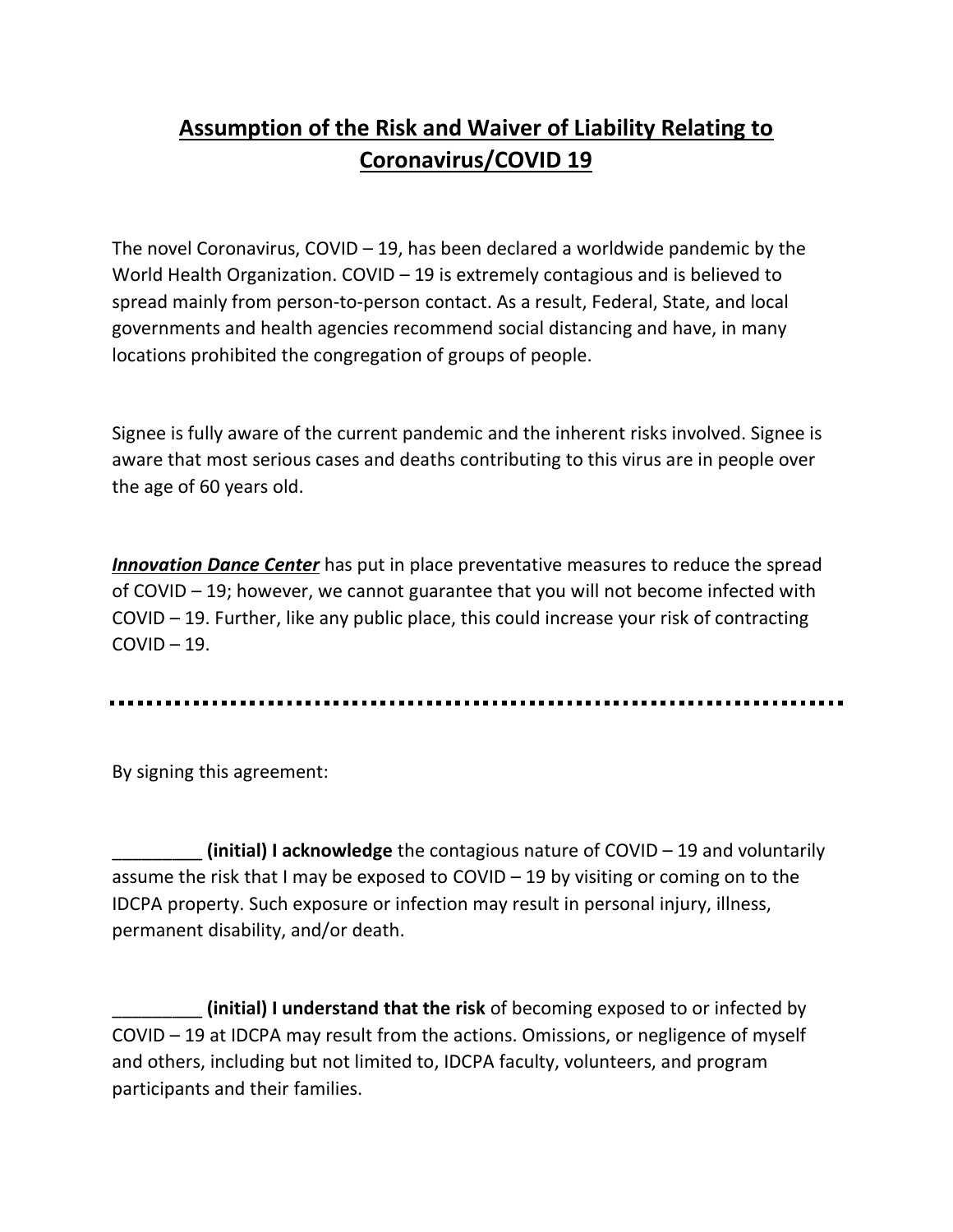# Assumption of the Risk and Waiver of Liability Relating to Coronavirus/COVID 19

The novel Coronavirus, COVID – 19, has been declared a worldwide pandemic by the World Health Organization. COVID – 19 is extremely contagious and is believed to spread mainly from person-to-person contact. As a result, Federal, State, and local governments and health agencies recommend social distancing and have, in many locations prohibited the congregation of groups of people.

Signee is fully aware of the current pandemic and the inherent risks involved. Signee is aware that most serious cases and deaths contributing to this virus are in people over the age of 60 years old.

***Innovation Dance Center*** has put in place preventative measures to reduce the spread of COVID – 19; however, we cannot guarantee that you will not become infected with COVID – 19. Further, like any public place, this could increase your risk of contracting COVID – 19.

---

By signing this agreement:

_________ **(initial) I acknowledge** the contagious nature of COVID – 19 and voluntarily assume the risk that I may be exposed to COVID – 19 by visiting or coming on to the IDCPA property. Such exposure or infection may result in personal injury, illness, permanent disability, and/or death.

_________ **(initial) I understand that the risk** of becoming exposed to or infected by COVID – 19 at IDCPA may result from the actions. Omissions, or negligence of myself and others, including but not limited to, IDCPA faculty, volunteers, and program participants and their families.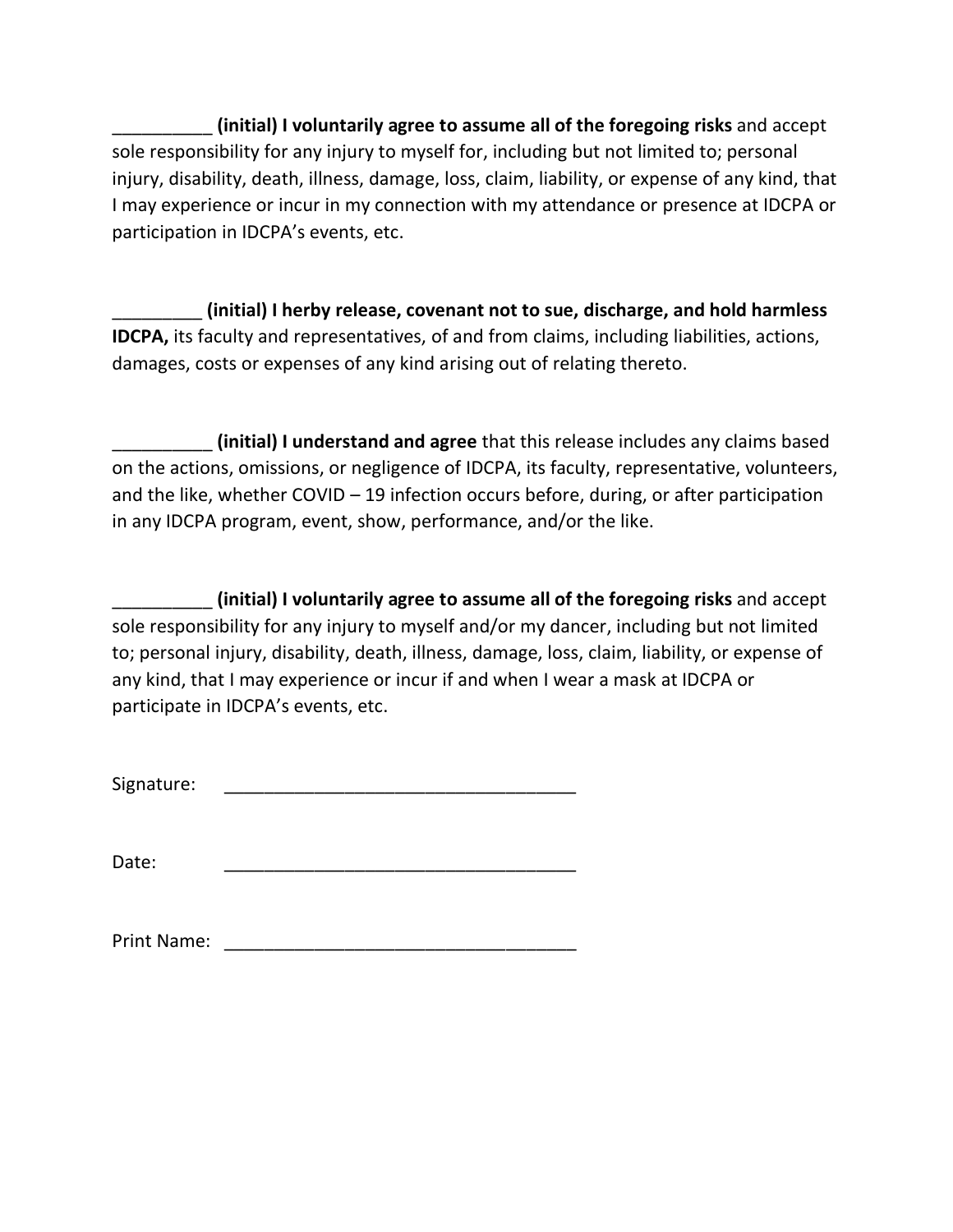__________ **(initial) I voluntarily agree to assume all of the foregoing risks** and accept sole responsibility for any injury to myself for, including but not limited to; personal injury, disability, death, illness, damage, loss, claim, liability, or expense of any kind, that I may experience or incur in my connection with my attendance or presence at IDCPA or participation in IDCPA's events, etc.

_________ **(initial) I herby release, covenant not to sue, discharge, and hold harmless IDCPA,** its faculty and representatives, of and from claims, including liabilities, actions, damages, costs or expenses of any kind arising out of relating thereto.

__________ **(initial) I understand and agree** that this release includes any claims based on the actions, omissions, or negligence of IDCPA, its faculty, representative, volunteers, and the like, whether COVID – 19 infection occurs before, during, or after participation in any IDCPA program, event, show, performance, and/or the like.

__________ **(initial) I voluntarily agree to assume all of the foregoing risks** and accept sole responsibility for any injury to myself and/or my dancer, including but not limited to; personal injury, disability, death, illness, damage, loss, claim, liability, or expense of any kind, that I may experience or incur if and when I wear a mask at IDCPA or participate in IDCPA's events, etc.

Signature: ___________________________________

Date: ___________________________________

Print Name: ___________________________________